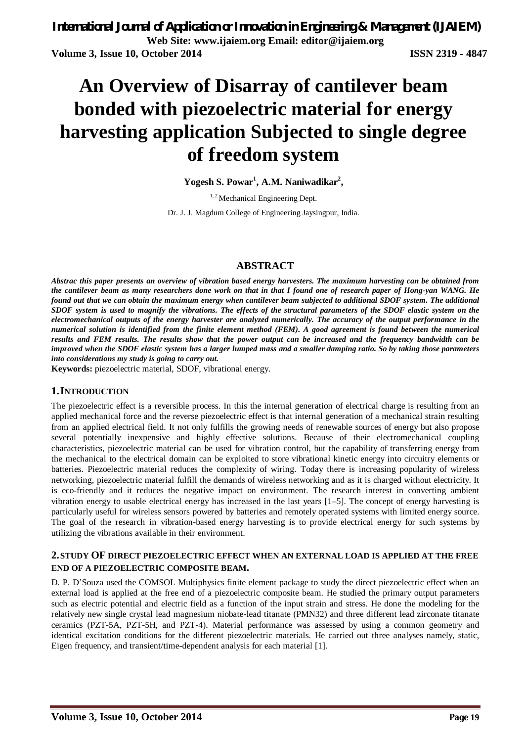# An Overview of Disarray of cantilever beam bonded with piezoelectric material for energy harvesting application Subjected to single degree of freedom system

**Yogesh S. Powar[1], A.M. Naniwadikar[2],**

[1, 2] Mechanical Engineering Dept.

Dr. J. J. Magdum College of Engineering Jaysingpur, India.

## ABSTRACT

***Abstrac this paper presents an overview of vibration based energy harvesters. The maximum harvesting can be obtained from the cantilever beam as many researchers done work on that in that I found one of research paper of Hong-yan WANG. He found out that we can obtain the maximum energy when cantilever beam subjected to additional SDOF system. The additional SDOF system is used to magnify the vibrations. The effects of the structural parameters of the SDOF elastic system on the electromechanical outputs of the energy harvester are analyzed numerically. The accuracy of the output performance in the numerical solution is identified from the finite element method (FEM). A good agreement is found between the numerical results and FEM results. The results show that the power output can be increased and the frequency bandwidth can be improved when the SDOF elastic system has a larger lumped mass and a smaller damping ratio. So by taking those parameters into considerations my study is going to carry out.***

**Keywords:** piezoelectric material, SDOF, vibrational energy.

## 1. INTRODUCTION

The piezoelectric effect is a reversible process. In this the internal generation of electrical charge is resulting from an applied mechanical force and the reverse piezoelectric effect is that internal generation of a mechanical strain resulting from an applied electrical field. It not only fulfills the growing needs of renewable sources of energy but also propose several potentially inexpensive and highly effective solutions. Because of their electromechanical coupling characteristics, piezoelectric material can be used for vibration control, but the capability of transferring energy from the mechanical to the electrical domain can be exploited to store vibrational kinetic energy into circuitry elements or batteries. Piezoelectric material reduces the complexity of wiring. Today there is increasing popularity of wireless networking, piezoelectric material fulfill the demands of wireless networking and as it is charged without electricity. It is eco-friendly and it reduces the negative impact on environment. The research interest in converting ambient vibration energy to usable electrical energy has increased in the last years [1–5]. The concept of energy harvesting is particularly useful for wireless sensors powered by batteries and remotely operated systems with limited energy source. The goal of the research in vibration-based energy harvesting is to provide electrical energy for such systems by utilizing the vibrations available in their environment.

## 2. STUDY OF DIRECT PIEZOELECTRIC EFFECT WHEN AN EXTERNAL LOAD IS APPLIED AT THE FREE END OF A PIEZOELECTRIC COMPOSITE BEAM.

D. P. D'Souza used the COMSOL Multiphysics finite element package to study the direct piezoelectric effect when an external load is applied at the free end of a piezoelectric composite beam. He studied the primary output parameters such as electric potential and electric field as a function of the input strain and stress. He done the modeling for the relatively new single crystal lead magnesium niobate-lead titanate (PMN32) and three different lead zirconate titanate ceramics (PZT-5A, PZT-5H, and PZT-4). Material performance was assessed by using a common geometry and identical excitation conditions for the different piezoelectric materials. He carried out three analyses namely, static, Eigen frequency, and transient/time-dependent analysis for each material [1].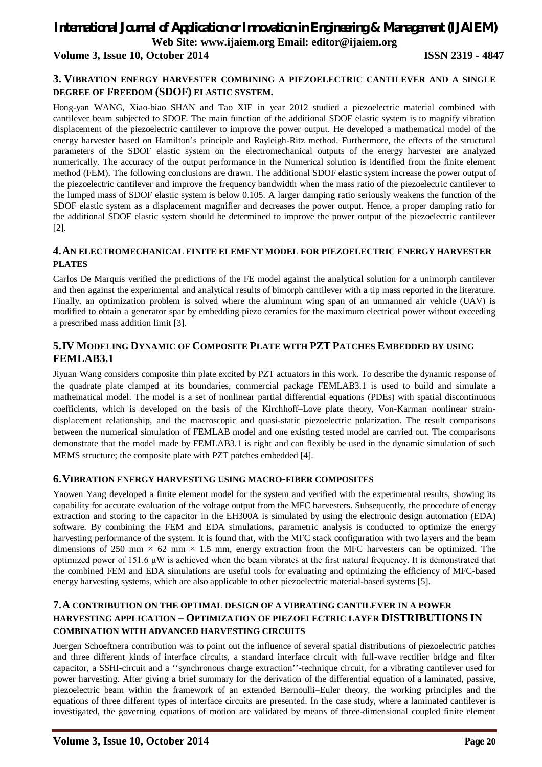## 3. Vibration energy harvester combining a piezoelectric cantilever and a single degree of Freedom (SDOF) elastic system.

Hong-yan WANG, Xiao-biao SHAN and Tao XIE in year 2012 studied a piezoelectric material combined with cantilever beam subjected to SDOF. The main function of the additional SDOF elastic system is to magnify vibration displacement of the piezoelectric cantilever to improve the power output. He developed a mathematical model of the energy harvester based on Hamilton's principle and Rayleigh-Ritz method. Furthermore, the effects of the structural parameters of the SDOF elastic system on the electromechanical outputs of the energy harvester are analyzed numerically. The accuracy of the output performance in the Numerical solution is identified from the finite element method (FEM). The following conclusions are drawn. The additional SDOF elastic system increase the power output of the piezoelectric cantilever and improve the frequency bandwidth when the mass ratio of the piezoelectric cantilever to the lumped mass of SDOF elastic system is below 0.105. A larger damping ratio seriously weakens the function of the SDOF elastic system as a displacement magnifier and decreases the power output. Hence, a proper damping ratio for the additional SDOF elastic system should be determined to improve the power output of the piezoelectric cantilever [2].

## 4. An electromechanical finite element model for piezoelectric energy harvester plates

Carlos De Marquis verified the predictions of the FE model against the analytical solution for a unimorph cantilever and then against the experimental and analytical results of bimorph cantilever with a tip mass reported in the literature. Finally, an optimization problem is solved where the aluminum wing span of an unmanned air vehicle (UAV) is modified to obtain a generator spar by embedding piezo ceramics for the maximum electrical power without exceeding a prescribed mass addition limit [3].

## 5. IV Modeling Dynamic of Composite Plate with PZT Patches Embedded by using FEMLAB3.1

Jiyuan Wang considers composite thin plate excited by PZT actuators in this work. To describe the dynamic response of the quadrate plate clamped at its boundaries, commercial package FEMLAB3.1 is used to build and simulate a mathematical model. The model is a set of nonlinear partial differential equations (PDEs) with spatial discontinuous coefficients, which is developed on the basis of the Kirchhoff–Love plate theory, Von-Karman nonlinear strain-displacement relationship, and the macroscopic and quasi-static piezoelectric polarization. The result comparisons between the numerical simulation of FEMLAB model and one existing tested model are carried out. The comparisons demonstrate that the model made by FEMLAB3.1 is right and can flexibly be used in the dynamic simulation of such MEMS structure; the composite plate with PZT patches embedded [4].

## 6. Vibration energy harvesting using macro-fiber composites

Yaowen Yang developed a finite element model for the system and verified with the experimental results, showing its capability for accurate evaluation of the voltage output from the MFC harvesters. Subsequently, the procedure of energy extraction and storing to the capacitor in the EH300A is simulated by using the electronic design automation (EDA) software. By combining the FEM and EDA simulations, parametric analysis is conducted to optimize the energy harvesting performance of the system. It is found that, with the MFC stack configuration with two layers and the beam dimensions of 250 mm × 62 mm × 1.5 mm, energy extraction from the MFC harvesters can be optimized. The optimized power of 151.6 μW is achieved when the beam vibrates at the first natural frequency. It is demonstrated that the combined FEM and EDA simulations are useful tools for evaluating and optimizing the efficiency of MFC-based energy harvesting systems, which are also applicable to other piezoelectric material-based systems [5].

## 7. A contribution on the optimal design of a vibrating cantilever in a power harvesting application – Optimization of piezoelectric layer DISTRIBUTIONS IN combination with advanced harvesting circuits

Juergen Schoeftnera contribution was to point out the influence of several spatial distributions of piezoelectric patches and three different kinds of interface circuits, a standard interface circuit with full-wave rectifier bridge and filter capacitor, a SSHI-circuit and a ''synchronous charge extraction''-technique circuit, for a vibrating cantilever used for power harvesting. After giving a brief summary for the derivation of the differential equation of a laminated, passive, piezoelectric beam within the framework of an extended Bernoulli–Euler theory, the working principles and the equations of three different types of interface circuits are presented. In the case study, where a laminated cantilever is investigated, the governing equations of motion are validated by means of three-dimensional coupled finite element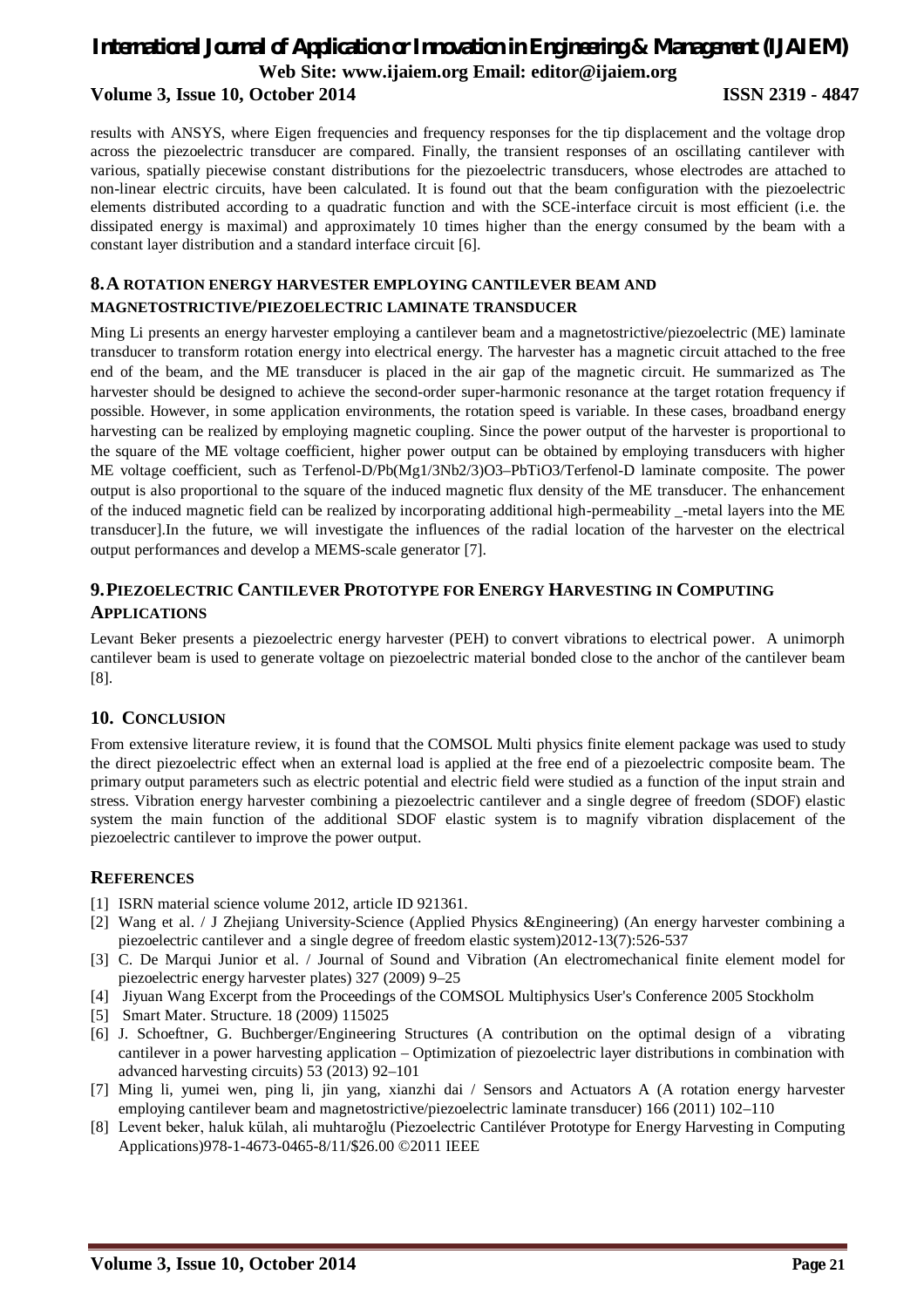results with ANSYS, where Eigen frequencies and frequency responses for the tip displacement and the voltage drop across the piezoelectric transducer are compared. Finally, the transient responses of an oscillating cantilever with various, spatially piecewise constant distributions for the piezoelectric transducers, whose electrodes are attached to non-linear electric circuits, have been calculated. It is found out that the beam configuration with the piezoelectric elements distributed according to a quadratic function and with the SCE-interface circuit is most efficient (i.e. the dissipated energy is maximal) and approximately 10 times higher than the energy consumed by the beam with a constant layer distribution and a standard interface circuit [6].

## 8. A ROTATION ENERGY HARVESTER EMPLOYING CANTILEVER BEAM AND MAGNETOSTRICTIVE/PIEZOELECTRIC LAMINATE TRANSDUCER

Ming Li presents an energy harvester employing a cantilever beam and a magnetostrictive/piezoelectric (ME) laminate transducer to transform rotation energy into electrical energy. The harvester has a magnetic circuit attached to the free end of the beam, and the ME transducer is placed in the air gap of the magnetic circuit. He summarized as The harvester should be designed to achieve the second-order super-harmonic resonance at the target rotation frequency if possible. However, in some application environments, the rotation speed is variable. In these cases, broadband energy harvesting can be realized by employing magnetic coupling. Since the power output of the harvester is proportional to the square of the ME voltage coefficient, higher power output can be obtained by employing transducers with higher ME voltage coefficient, such as Terfenol-D/$Pb(Mg_{1/3}Nb_{2/3})O_3$–$PbTiO_3$/Terfenol-D laminate composite. The power output is also proportional to the square of the induced magnetic flux density of the ME transducer. The enhancement of the induced magnetic field can be realized by incorporating additional high-permeability _-metal layers into the ME transducer].In the future, we will investigate the influences of the radial location of the harvester on the electrical output performances and develop a MEMS-scale generator [7].

## 9. PIEZOELECTRIC CANTILEVER PROTOTYPE FOR ENERGY HARVESTING IN COMPUTING APPLICATIONS

Levant Beker presents a piezoelectric energy harvester (PEH) to convert vibrations to electrical power. A unimorph cantilever beam is used to generate voltage on piezoelectric material bonded close to the anchor of the cantilever beam [8].

## 10. CONCLUSION

From extensive literature review, it is found that the COMSOL Multi physics finite element package was used to study the direct piezoelectric effect when an external load is applied at the free end of a piezoelectric composite beam. The primary output parameters such as electric potential and electric field were studied as a function of the input strain and stress. Vibration energy harvester combining a piezoelectric cantilever and a single degree of freedom (SDOF) elastic system the main function of the additional SDOF elastic system is to magnify vibration displacement of the piezoelectric cantilever to improve the power output.

## REFERENCES

[1] ISRN material science volume 2012, article ID 921361.

[2] Wang et al. / J Zhejiang University-Science (Applied Physics &Engineering) (An energy harvester combining a piezoelectric cantilever and a single degree of freedom elastic system)2012-13(7):526-537

[3] C. De Marqui Junior et al. / Journal of Sound and Vibration (An electromechanical finite element model for piezoelectric energy harvester plates) 327 (2009) 9–25

[4] Jiyuan Wang Excerpt from the Proceedings of the COMSOL Multiphysics User's Conference 2005 Stockholm

[5] Smart Mater. Structure. 18 (2009) 115025

[6] J. Schoeftner, G. Buchberger/Engineering Structures (A contribution on the optimal design of a vibrating cantilever in a power harvesting application – Optimization of piezoelectric layer distributions in combination with advanced harvesting circuits) 53 (2013) 92–101

[7] Ming li, yumei wen, ping li, jin yang, xianzhi dai / Sensors and Actuators A (A rotation energy harvester employing cantilever beam and magnetostrictive/piezoelectric laminate transducer) 166 (2011) 102–110

[8] Levent beker, haluk külah, ali muhtaroğlu (Piezoelectric Cantiléver Prototype for Energy Harvesting in Computing Applications)978-1-4673-0465-8/11/$26.00 ©2011 IEEE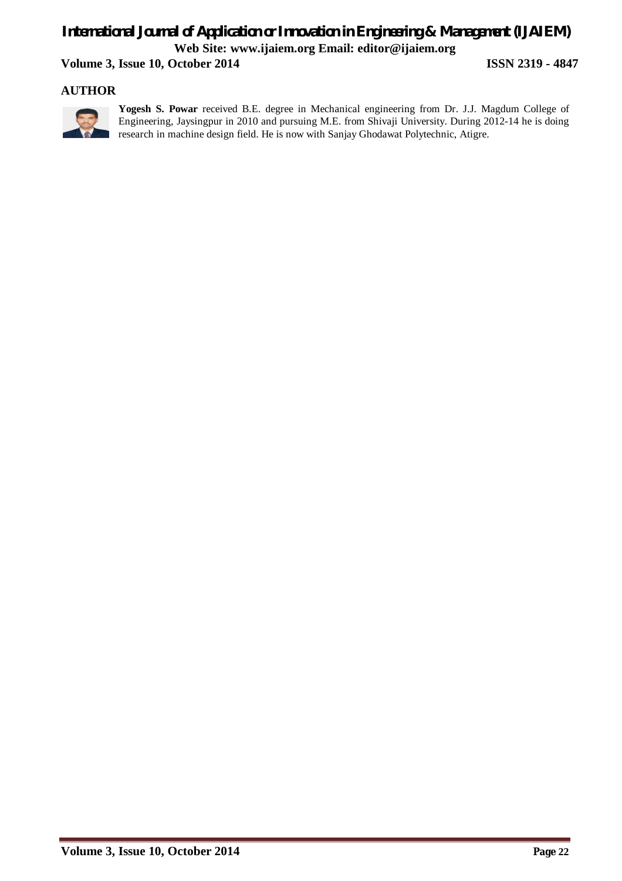## AUTHOR

**Yogesh S. Powar** received B.E. degree in Mechanical engineering from Dr. J.J. Magdum College of Engineering, Jaysingpur in 2010 and pursuing M.E. from Shivaji University. During 2012-14 he is doing research in machine design field. He is now with Sanjay Ghodawat Polytechnic, Atigre.